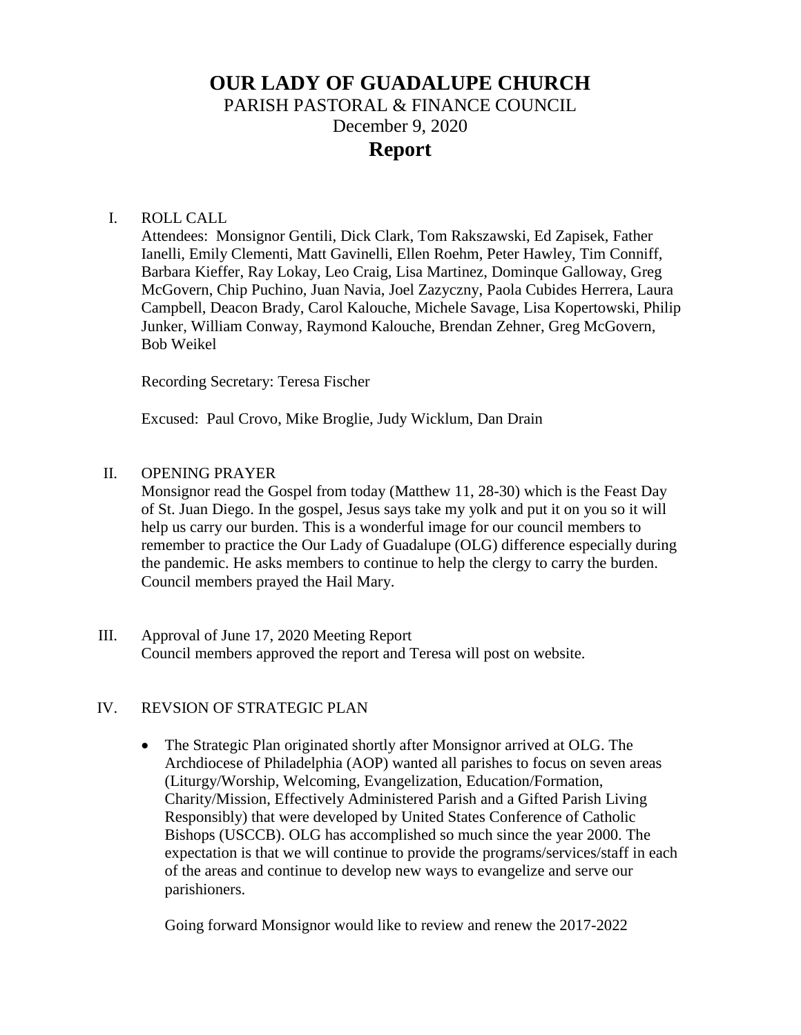# OUR LADY OF GUADALUPE CHURCH

PARISH PASTORAL & FINANCE COUNCIL

December 9, 2020

## Report

I. ROLL CALL

Attendees: Monsignor Gentili, Dick Clark, Tom Rakszawski, Ed Zapisek, Father Ianelli, Emily Clementi, Matt Gavinelli, Ellen Roehm, Peter Hawley, Tim Conniff, Barbara Kieffer, Ray Lokay, Leo Craig, Lisa Martinez, Dominque Galloway, Greg McGovern, Chip Puchino, Juan Navia, Joel Zazyczny, Paola Cubides Herrera, Laura Campbell, Deacon Brady, Carol Kalouche, Michele Savage, Lisa Kopertowski, Philip Junker, William Conway, Raymond Kalouche, Brendan Zehner, Greg McGovern, Bob Weikel

Recording Secretary: Teresa Fischer

Excused: Paul Crovo, Mike Broglie, Judy Wicklum, Dan Drain

II. OPENING PRAYER

Monsignor read the Gospel from today (Matthew 11, 28-30) which is the Feast Day of St. Juan Diego. In the gospel, Jesus says take my yolk and put it on you so it will help us carry our burden. This is a wonderful image for our council members to remember to practice the Our Lady of Guadalupe (OLG) difference especially during the pandemic. He asks members to continue to help the clergy to carry the burden. Council members prayed the Hail Mary.

III. Approval of June 17, 2020 Meeting Report

Council members approved the report and Teresa will post on website.

IV. REVSION OF STRATEGIC PLAN

- The Strategic Plan originated shortly after Monsignor arrived at OLG. The Archdiocese of Philadelphia (AOP) wanted all parishes to focus on seven areas (Liturgy/Worship, Welcoming, Evangelization, Education/Formation, Charity/Mission, Effectively Administered Parish and a Gifted Parish Living Responsibly) that were developed by United States Conference of Catholic Bishops (USCCB). OLG has accomplished so much since the year 2000. The expectation is that we will continue to provide the programs/services/staff in each of the areas and continue to develop new ways to evangelize and serve our parishioners.

  Going forward Monsignor would like to review and renew the 2017-2022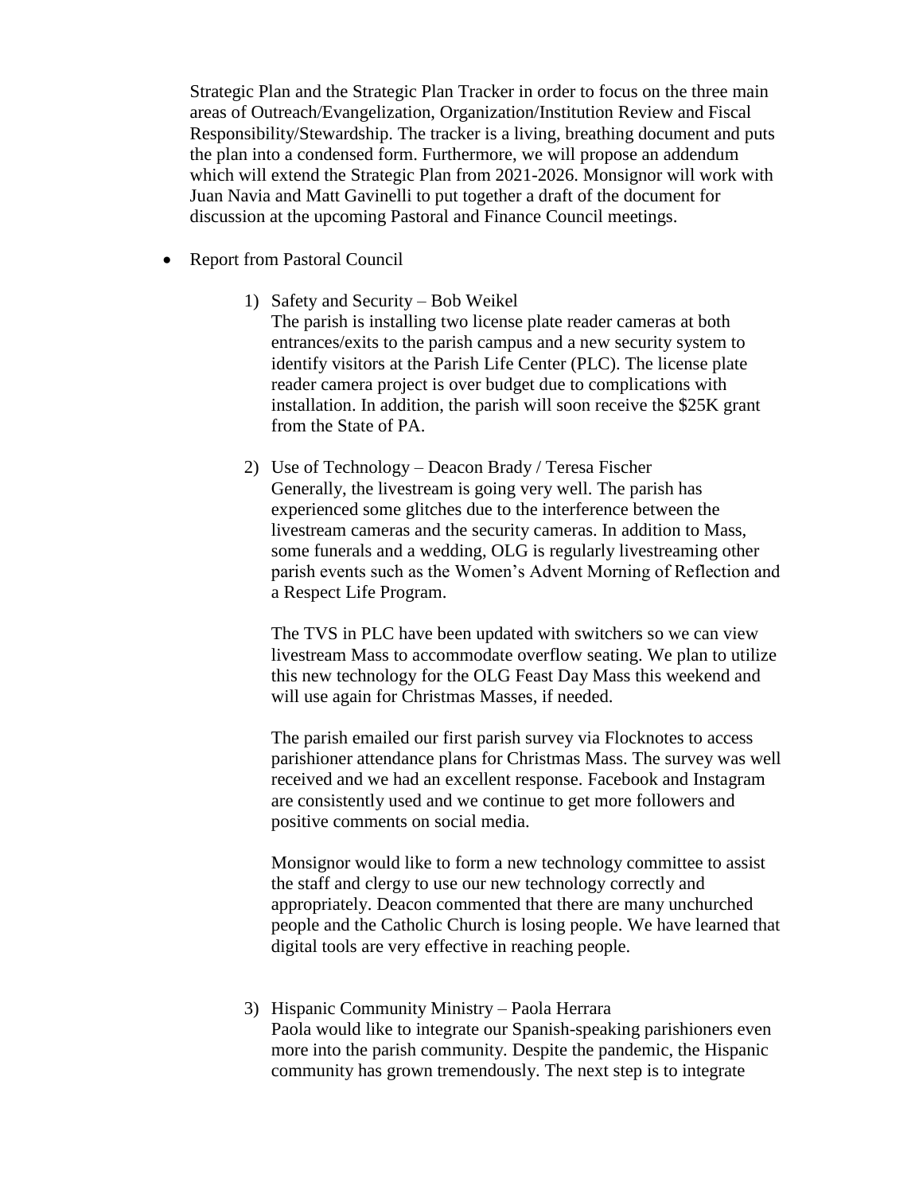Strategic Plan and the Strategic Plan Tracker in order to focus on the three main areas of Outreach/Evangelization, Organization/Institution Review and Fiscal Responsibility/Stewardship. The tracker is a living, breathing document and puts the plan into a condensed form. Furthermore, we will propose an addendum which will extend the Strategic Plan from 2021-2026. Monsignor will work with Juan Navia and Matt Gavinelli to put together a draft of the document for discussion at the upcoming Pastoral and Finance Council meetings.

- Report from Pastoral Council

    1) Safety and Security – Bob Weikel
       The parish is installing two license plate reader cameras at both entrances/exits to the parish campus and a new security system to identify visitors at the Parish Life Center (PLC). The license plate reader camera project is over budget due to complications with installation. In addition, the parish will soon receive the $25K grant from the State of PA.

    2) Use of Technology – Deacon Brady / Teresa Fischer
       Generally, the livestream is going very well. The parish has experienced some glitches due to the interference between the livestream cameras and the security cameras. In addition to Mass, some funerals and a wedding, OLG is regularly livestreaming other parish events such as the Women's Advent Morning of Reflection and a Respect Life Program.

       The TVS in PLC have been updated with switchers so we can view livestream Mass to accommodate overflow seating. We plan to utilize this new technology for the OLG Feast Day Mass this weekend and will use again for Christmas Masses, if needed.

       The parish emailed our first parish survey via Flocknotes to access parishioner attendance plans for Christmas Mass. The survey was well received and we had an excellent response. Facebook and Instagram are consistently used and we continue to get more followers and positive comments on social media.

       Monsignor would like to form a new technology committee to assist the staff and clergy to use our new technology correctly and appropriately. Deacon commented that there are many unchurched people and the Catholic Church is losing people. We have learned that digital tools are very effective in reaching people.

    3) Hispanic Community Ministry – Paola Herrara
       Paola would like to integrate our Spanish-speaking parishioners even more into the parish community. Despite the pandemic, the Hispanic community has grown tremendously. The next step is to integrate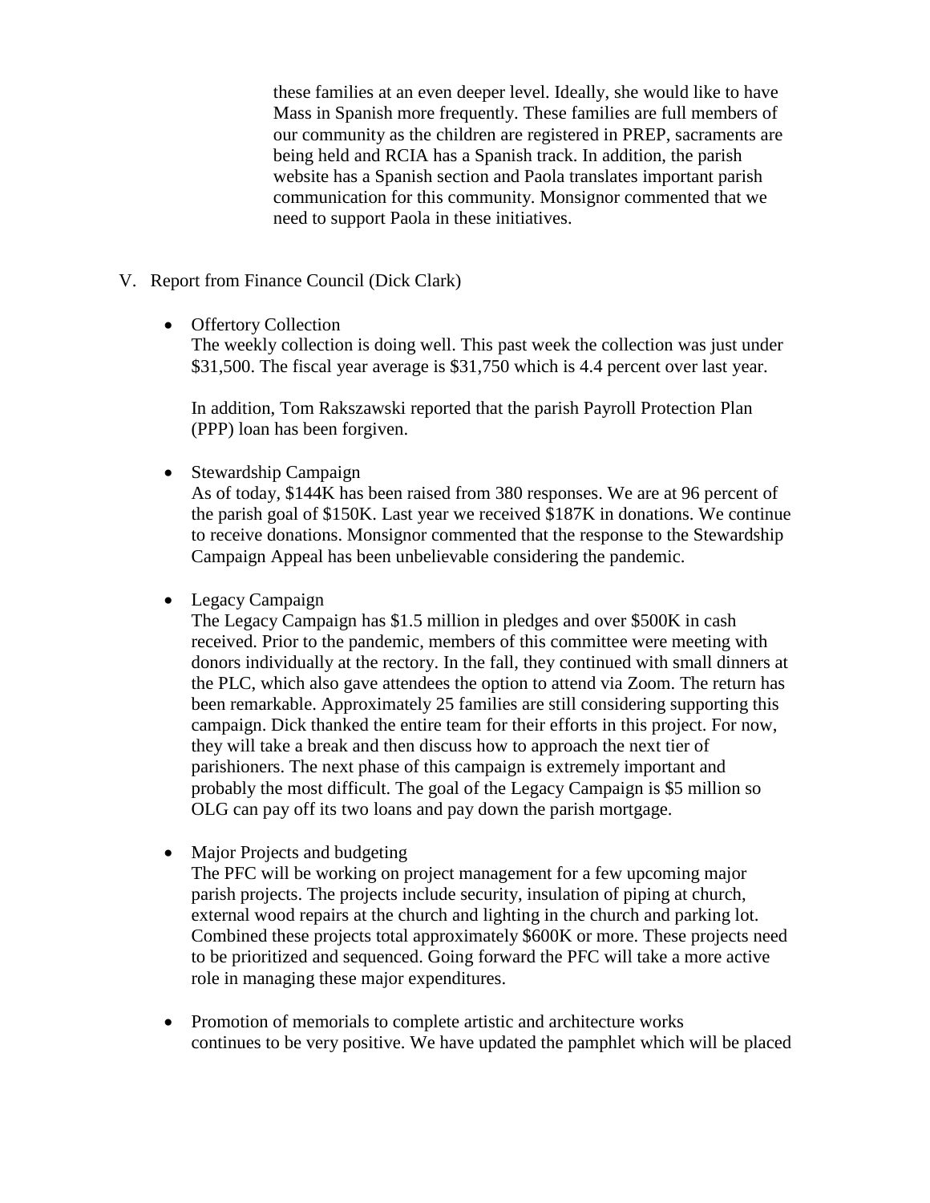these families at an even deeper level. Ideally, she would like to have Mass in Spanish more frequently. These families are full members of our community as the children are registered in PREP, sacraments are being held and RCIA has a Spanish track. In addition, the parish website has a Spanish section and Paola translates important parish communication for this community. Monsignor commented that we need to support Paola in these initiatives.

V. Report from Finance Council (Dick Clark)

- Offertory Collection
  The weekly collection is doing well. This past week the collection was just under $31,500. The fiscal year average is $31,750 which is 4.4 percent over last year.

  In addition, Tom Rakszawski reported that the parish Payroll Protection Plan (PPP) loan has been forgiven.

- Stewardship Campaign
  As of today, $144K has been raised from 380 responses. We are at 96 percent of the parish goal of $150K. Last year we received $187K in donations. We continue to receive donations. Monsignor commented that the response to the Stewardship Campaign Appeal has been unbelievable considering the pandemic.

- Legacy Campaign
  The Legacy Campaign has $1.5 million in pledges and over $500K in cash received. Prior to the pandemic, members of this committee were meeting with donors individually at the rectory. In the fall, they continued with small dinners at the PLC, which also gave attendees the option to attend via Zoom. The return has been remarkable. Approximately 25 families are still considering supporting this campaign. Dick thanked the entire team for their efforts in this project. For now, they will take a break and then discuss how to approach the next tier of parishioners. The next phase of this campaign is extremely important and probably the most difficult. The goal of the Legacy Campaign is $5 million so OLG can pay off its two loans and pay down the parish mortgage.

- Major Projects and budgeting
  The PFC will be working on project management for a few upcoming major parish projects. The projects include security, insulation of piping at church, external wood repairs at the church and lighting in the church and parking lot. Combined these projects total approximately $600K or more. These projects need to be prioritized and sequenced. Going forward the PFC will take a more active role in managing these major expenditures.

- Promotion of memorials to complete artistic and architecture works
  continues to be very positive. We have updated the pamphlet which will be placed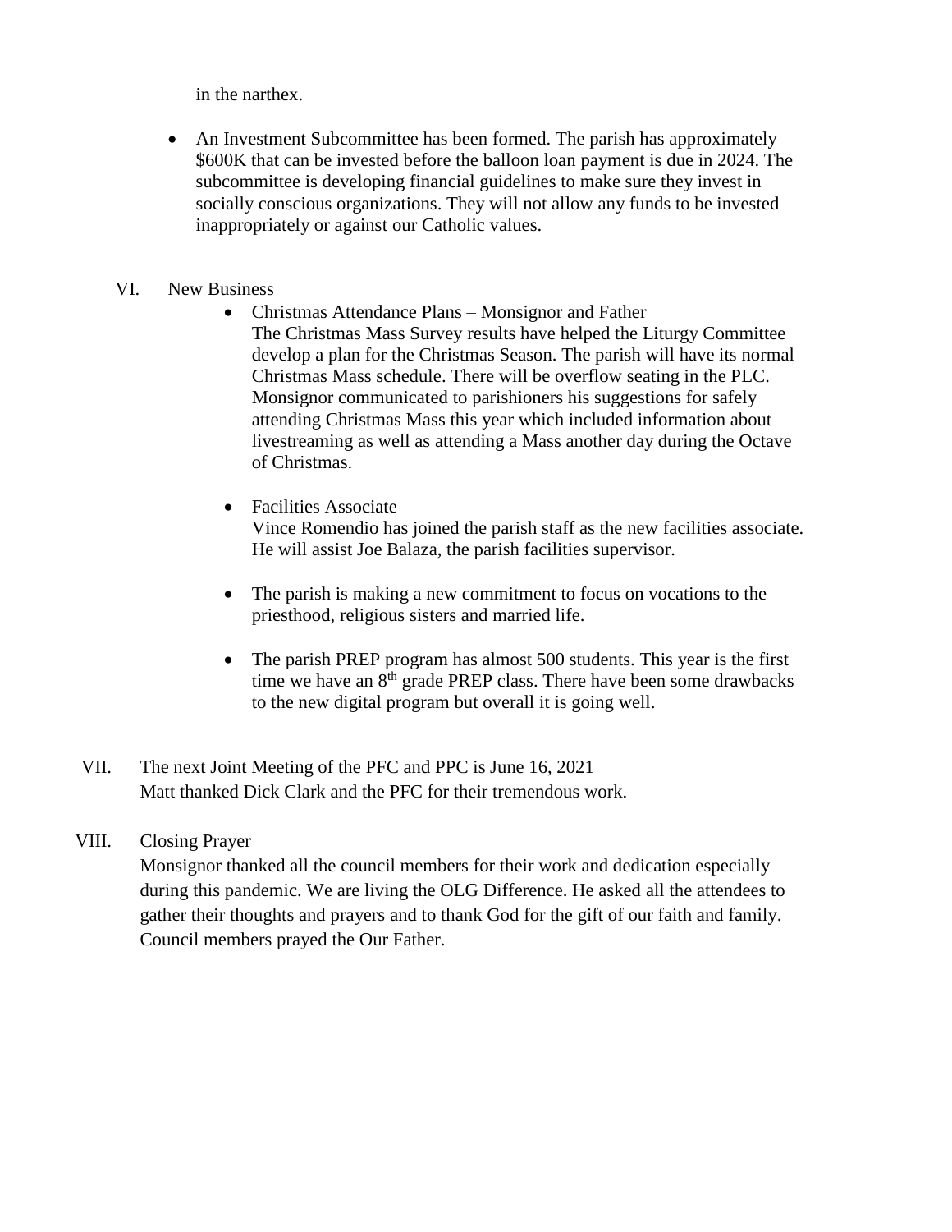in the narthex.

- An Investment Subcommittee has been formed. The parish has approximately $600K that can be invested before the balloon loan payment is due in 2024. The subcommittee is developing financial guidelines to make sure they invest in socially conscious organizations. They will not allow any funds to be invested inappropriately or against our Catholic values.

VI. New Business

- Christmas Attendance Plans – Monsignor and Father
  The Christmas Mass Survey results have helped the Liturgy Committee develop a plan for the Christmas Season. The parish will have its normal Christmas Mass schedule. There will be overflow seating in the PLC. Monsignor communicated to parishioners his suggestions for safely attending Christmas Mass this year which included information about livestreaming as well as attending a Mass another day during the Octave of Christmas.

- Facilities Associate
  Vince Romendio has joined the parish staff as the new facilities associate. He will assist Joe Balaza, the parish facilities supervisor.

- The parish is making a new commitment to focus on vocations to the priesthood, religious sisters and married life.

- The parish PREP program has almost 500 students. This year is the first time we have an 8th grade PREP class. There have been some drawbacks to the new digital program but overall it is going well.

VII. The next Joint Meeting of the PFC and PPC is June 16, 2021
Matt thanked Dick Clark and the PFC for their tremendous work.

VIII. Closing Prayer
Monsignor thanked all the council members for their work and dedication especially during this pandemic. We are living the OLG Difference. He asked all the attendees to gather their thoughts and prayers and to thank God for the gift of our faith and family. Council members prayed the Our Father.